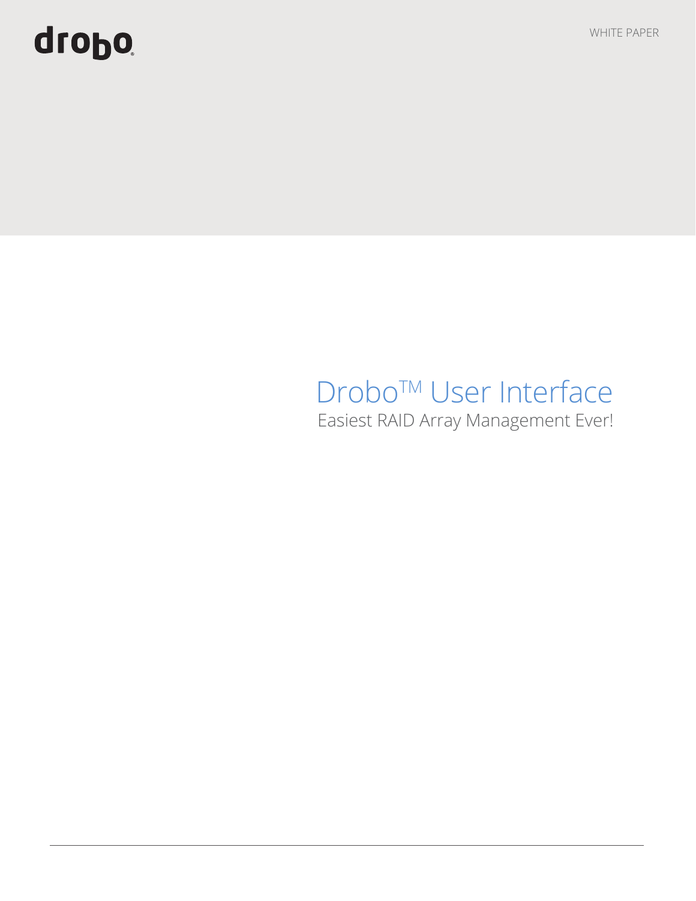drobo

WHITE PAPER

# Drobo™ User Interface

## Easiest RAID Array Management Ever!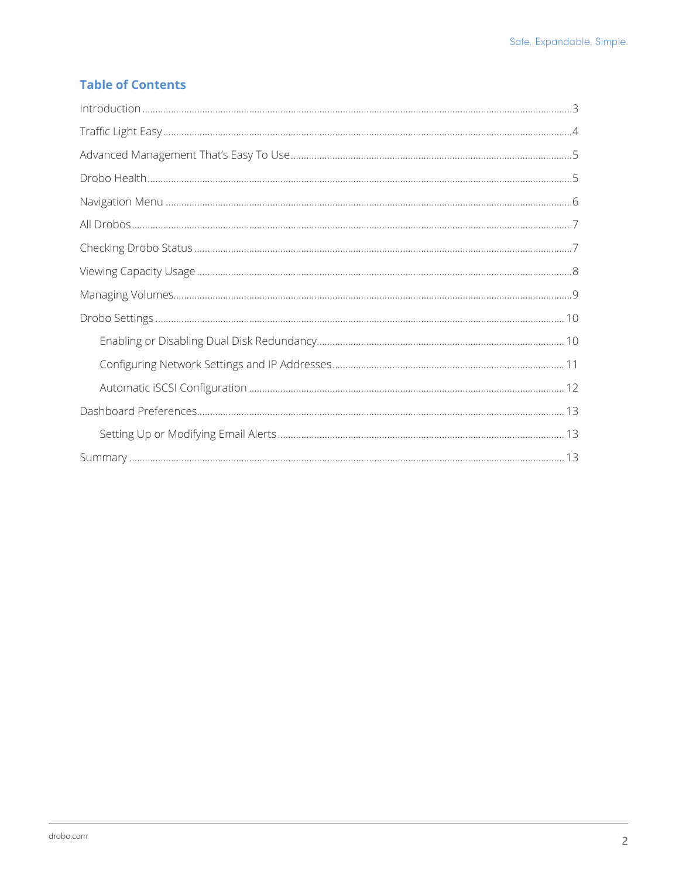## Table of Contents

- Introduction ... 3
- Traffic Light Easy ... 4
- Advanced Management That's Easy To Use ... 5
- Drobo Health ... 5
- Navigation Menu ... 6
- All Drobos ... 7
- Checking Drobo Status ... 7
- Viewing Capacity Usage ... 8
- Managing Volumes ... 9
- Drobo Settings ... 10
  - Enabling or Disabling Dual Disk Redundancy ... 10
  - Configuring Network Settings and IP Addresses ... 11
  - Automatic iSCSI Configuration ... 12
- Dashboard Preferences ... 13
  - Setting Up or Modifying Email Alerts ... 13
- Summary ... 13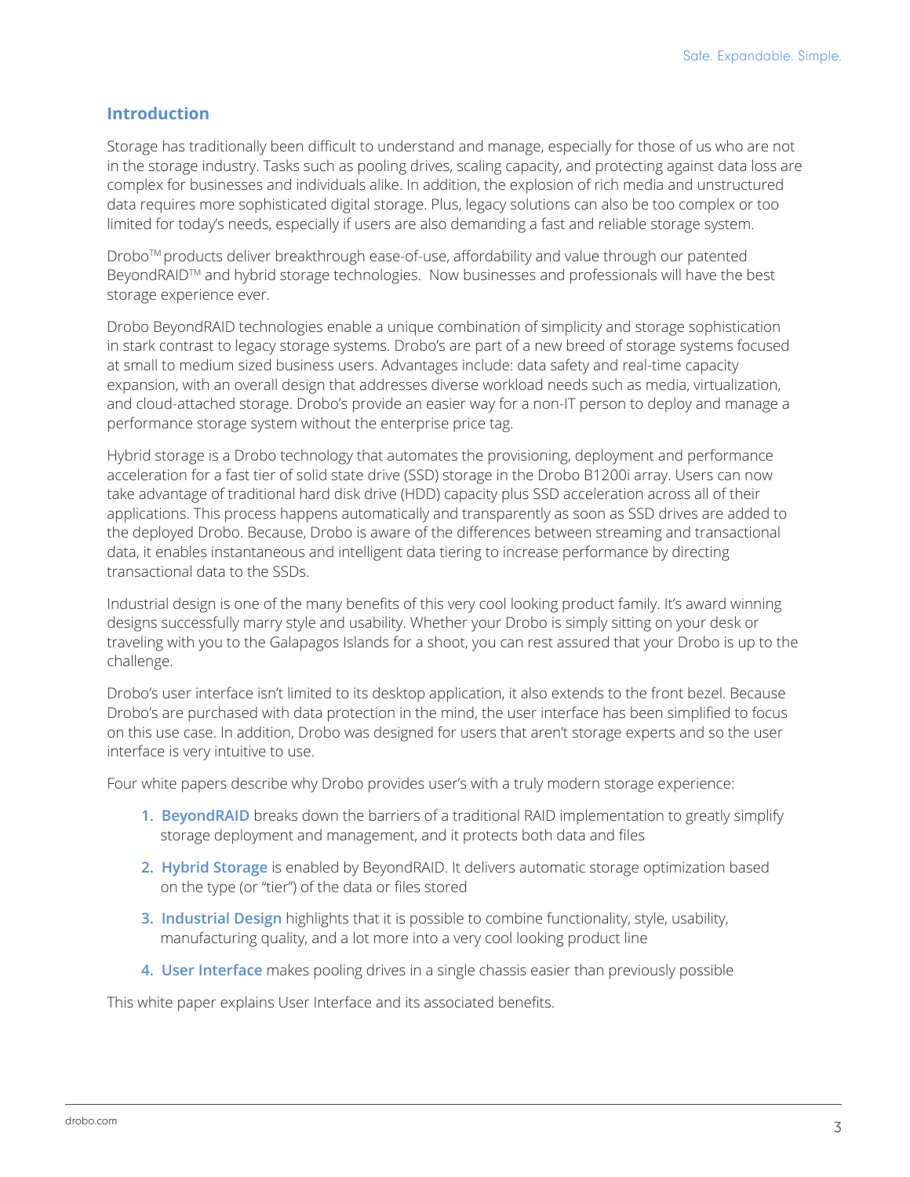## Introduction

Storage has traditionally been difficult to understand and manage, especially for those of us who are not in the storage industry. Tasks such as pooling drives, scaling capacity, and protecting against data loss are complex for businesses and individuals alike. In addition, the explosion of rich media and unstructured data requires more sophisticated digital storage. Plus, legacy solutions can also be too complex or too limited for today's needs, especially if users are also demanding a fast and reliable storage system.

Drobo™ products deliver breakthrough ease-of-use, affordability and value through our patented BeyondRAID™ and hybrid storage technologies. Now businesses and professionals will have the best storage experience ever.

Drobo BeyondRAID technologies enable a unique combination of simplicity and storage sophistication in stark contrast to legacy storage systems. Drobo's are part of a new breed of storage systems focused at small to medium sized business users. Advantages include: data safety and real-time capacity expansion, with an overall design that addresses diverse workload needs such as media, virtualization, and cloud-attached storage. Drobo's provide an easier way for a non-IT person to deploy and manage a performance storage system without the enterprise price tag.

Hybrid storage is a Drobo technology that automates the provisioning, deployment and performance acceleration for a fast tier of solid state drive (SSD) storage in the Drobo B1200i array. Users can now take advantage of traditional hard disk drive (HDD) capacity plus SSD acceleration across all of their applications. This process happens automatically and transparently as soon as SSD drives are added to the deployed Drobo. Because, Drobo is aware of the differences between streaming and transactional data, it enables instantaneous and intelligent data tiering to increase performance by directing transactional data to the SSDs.

Industrial design is one of the many benefits of this very cool looking product family. It's award winning designs successfully marry style and usability. Whether your Drobo is simply sitting on your desk or traveling with you to the Galapagos Islands for a shoot, you can rest assured that your Drobo is up to the challenge.

Drobo's user interface isn't limited to its desktop application, it also extends to the front bezel. Because Drobo's are purchased with data protection in the mind, the user interface has been simplified to focus on this use case. In addition, Drobo was designed for users that aren't storage experts and so the user interface is very intuitive to use.

Four white papers describe why Drobo provides user's with a truly modern storage experience:

1. **BeyondRAID** breaks down the barriers of a traditional RAID implementation to greatly simplify storage deployment and management, and it protects both data and files
2. **Hybrid Storage** is enabled by BeyondRAID. It delivers automatic storage optimization based on the type (or "tier") of the data or files stored
3. **Industrial Design** highlights that it is possible to combine functionality, style, usability, manufacturing quality, and a lot more into a very cool looking product line
4. **User Interface** makes pooling drives in a single chassis easier than previously possible

This white paper explains User Interface and its associated benefits.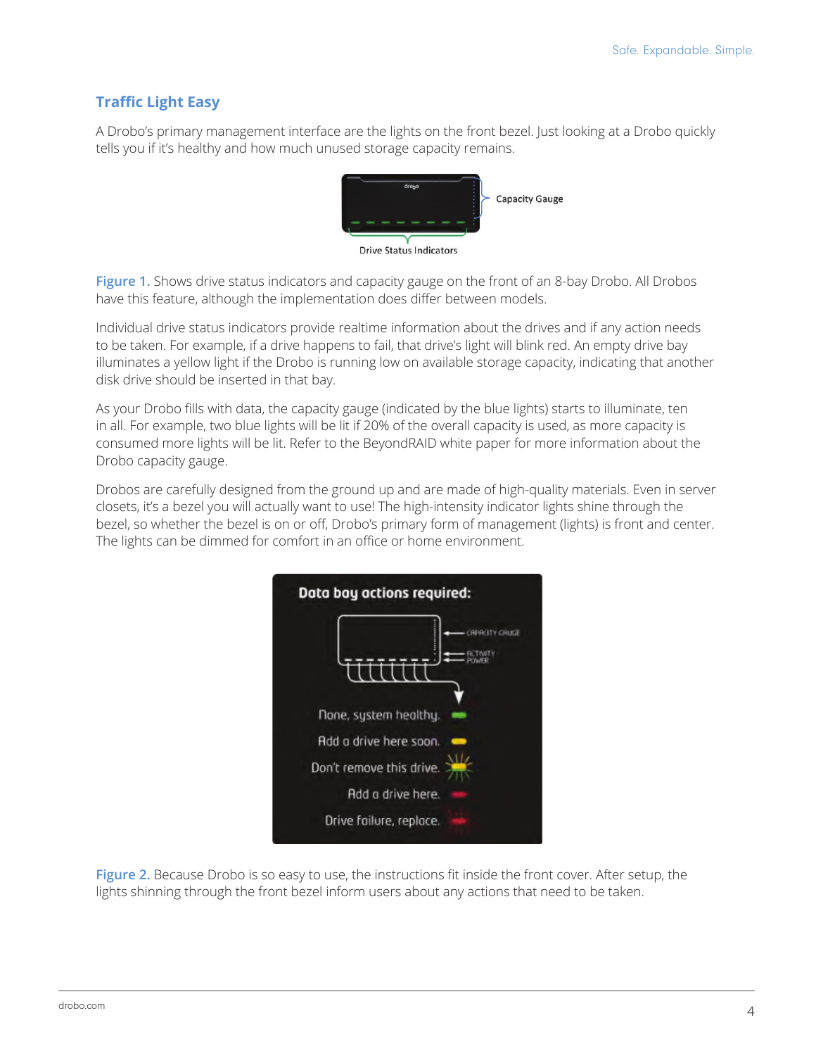## Traffic Light Easy

A Drobo's primary management interface are the lights on the front bezel. Just looking at a Drobo quickly tells you if it's healthy and how much unused storage capacity remains.

**Figure 1.** Shows drive status indicators and capacity gauge on the front of an 8-bay Drobo. All Drobos have this feature, although the implementation does differ between models.

Individual drive status indicators provide realtime information about the drives and if any action needs to be taken. For example, if a drive happens to fail, that drive's light will blink red. An empty drive bay illuminates a yellow light if the Drobo is running low on available storage capacity, indicating that another disk drive should be inserted in that bay.

As your Drobo fills with data, the capacity gauge (indicated by the blue lights) starts to illuminate, ten in all. For example, two blue lights will be lit if 20% of the overall capacity is used, as more capacity is consumed more lights will be lit. Refer to the BeyondRAID white paper for more information about the Drobo capacity gauge.

Drobos are carefully designed from the ground up and are made of high-quality materials. Even in server closets, it's a bezel you will actually want to use! The high-intensity indicator lights shine through the bezel, so whether the bezel is on or off, Drobo's primary form of management (lights) is front and center. The lights can be dimmed for comfort in an office or home environment.

**Figure 2.** Because Drobo is so easy to use, the instructions fit inside the front cover. After setup, the lights shinning through the front bezel inform users about any actions that need to be taken.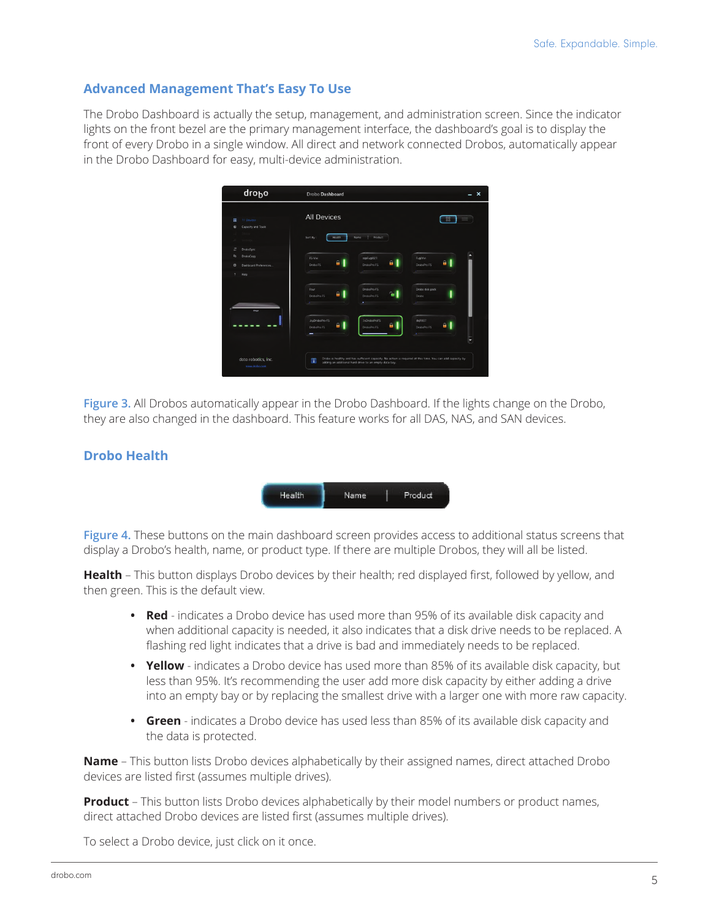## Advanced Management That's Easy To Use

The Drobo Dashboard is actually the setup, management, and administration screen. Since the indicator lights on the front bezel are the primary management interface, the dashboard's goal is to display the front of every Drobo in a single window. All direct and network connected Drobos, automatically appear in the Drobo Dashboard for easy, multi-device administration.

Figure 3. All Drobos automatically appear in the Drobo Dashboard. If the lights change on the Drobo, they are also changed in the dashboard. This feature works for all DAS, NAS, and SAN devices.

## Drobo Health

Figure 4. These buttons on the main dashboard screen provides access to additional status screens that display a Drobo's health, name, or product type. If there are multiple Drobos, they will all be listed.

**Health** – This button displays Drobo devices by their health; red displayed first, followed by yellow, and then green. This is the default view.

- **Red** - indicates a Drobo device has used more than 95% of its available disk capacity and when additional capacity is needed, it also indicates that a disk drive needs to be replaced. A flashing red light indicates that a drive is bad and immediately needs to be replaced.
- **Yellow** - indicates a Drobo device has used more than 85% of its available disk capacity, but less than 95%. It's recommending the user add more disk capacity by either adding a drive into an empty bay or by replacing the smallest drive with a larger one with more raw capacity.
- **Green** - indicates a Drobo device has used less than 85% of its available disk capacity and the data is protected.

**Name** – This button lists Drobo devices alphabetically by their assigned names, direct attached Drobo devices are listed first (assumes multiple drives).

**Product** – This button lists Drobo devices alphabetically by their model numbers or product names, direct attached Drobo devices are listed first (assumes multiple drives).

To select a Drobo device, just click on it once.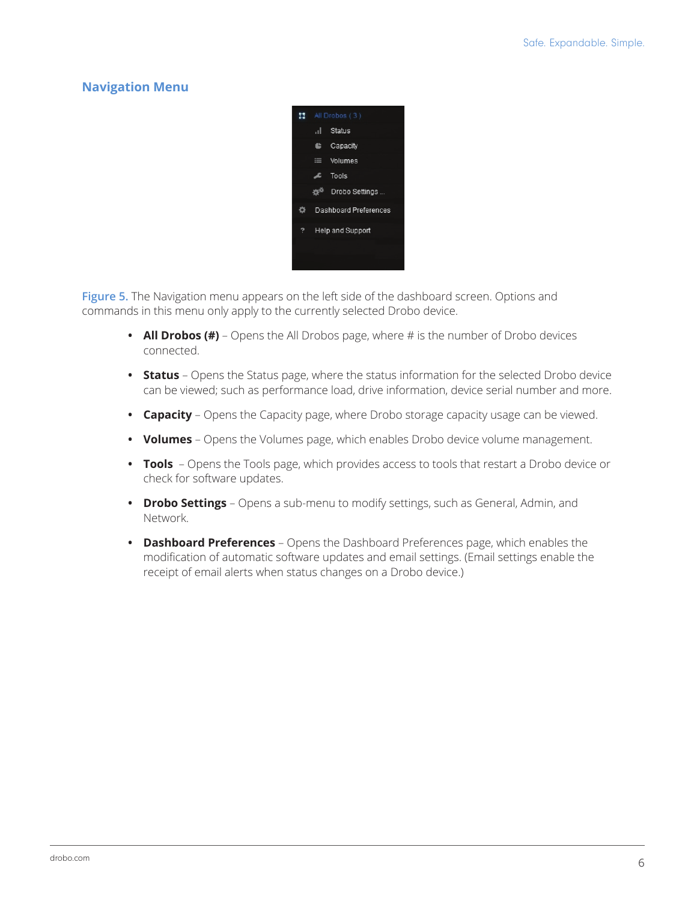## Navigation Menu

Figure 5. The Navigation menu appears on the left side of the dashboard screen. Options and commands in this menu only apply to the currently selected Drobo device.

- **All Drobos (#)** – Opens the All Drobos page, where # is the number of Drobo devices connected.
- **Status** – Opens the Status page, where the status information for the selected Drobo device can be viewed; such as performance load, drive information, device serial number and more.
- **Capacity** – Opens the Capacity page, where Drobo storage capacity usage can be viewed.
- **Volumes** – Opens the Volumes page, which enables Drobo device volume management.
- **Tools** – Opens the Tools page, which provides access to tools that restart a Drobo device or check for software updates.
- **Drobo Settings** – Opens a sub-menu to modify settings, such as General, Admin, and Network.
- **Dashboard Preferences** – Opens the Dashboard Preferences page, which enables the modification of automatic software updates and email settings. (Email settings enable the receipt of email alerts when status changes on a Drobo device.)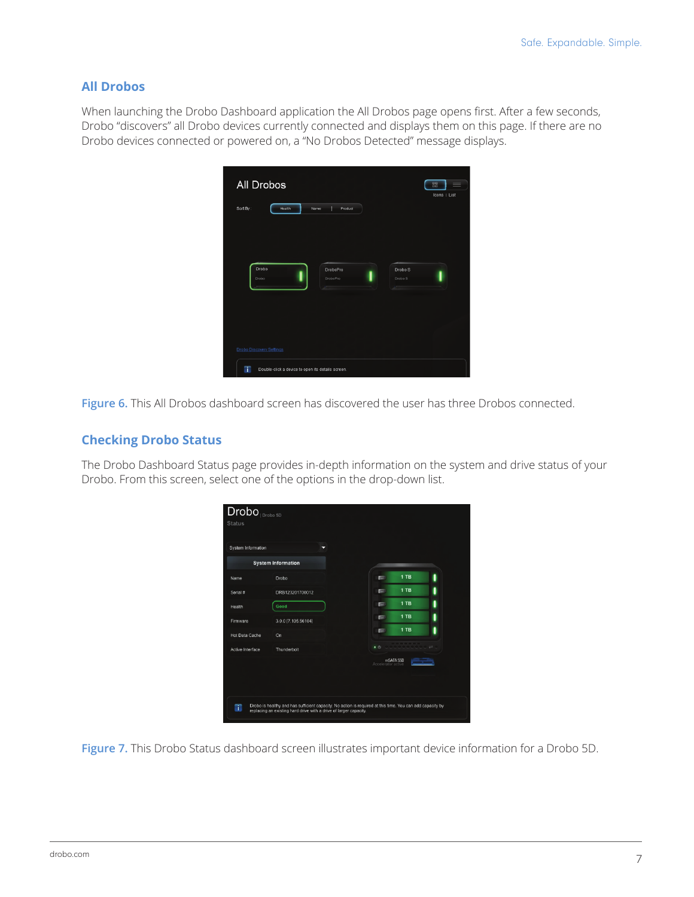## All Drobos

When launching the Drobo Dashboard application the All Drobos page opens first. After a few seconds, Drobo "discovers" all Drobo devices currently connected and displays them on this page. If there are no Drobo devices connected or powered on, a "No Drobos Detected" message displays.

**Figure 6.** This All Drobos dashboard screen has discovered the user has three Drobos connected.

## Checking Drobo Status

The Drobo Dashboard Status page provides in-depth information on the system and drive status of your Drobo. From this screen, select one of the options in the drop-down list.

**Figure 7.** This Drobo Status dashboard screen illustrates important device information for a Drobo 5D.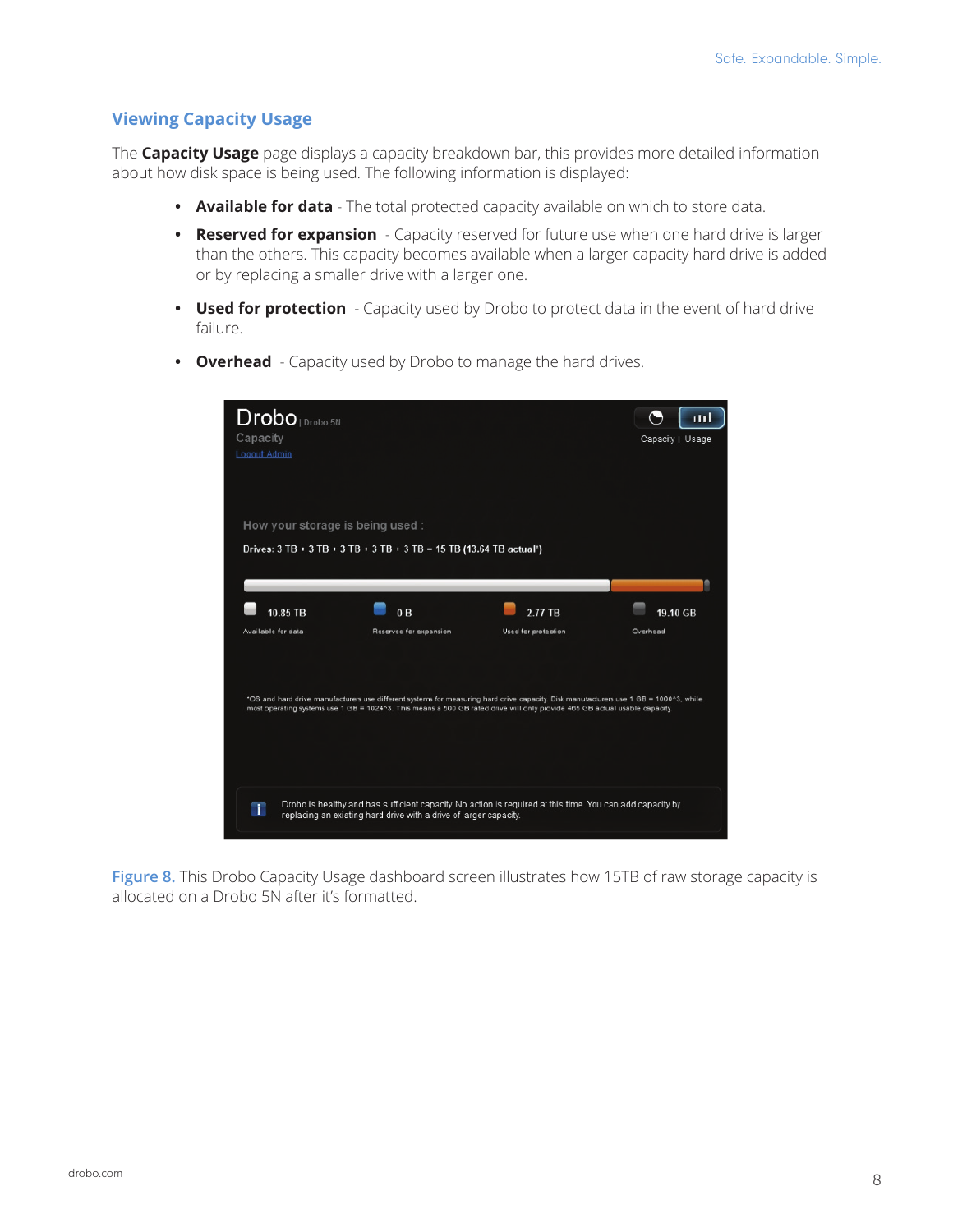## Viewing Capacity Usage

The **Capacity Usage** page displays a capacity breakdown bar, this provides more detailed information about how disk space is being used. The following information is displayed:

- **Available for data** - The total protected capacity available on which to store data.
- **Reserved for expansion** - Capacity reserved for future use when one hard drive is larger than the others. This capacity becomes available when a larger capacity hard drive is added or by replacing a smaller drive with a larger one.
- **Used for protection** - Capacity used by Drobo to protect data in the event of hard drive failure.
- **Overhead** - Capacity used by Drobo to manage the hard drives.

Figure 8. This Drobo Capacity Usage dashboard screen illustrates how 15TB of raw storage capacity is allocated on a Drobo 5N after it's formatted.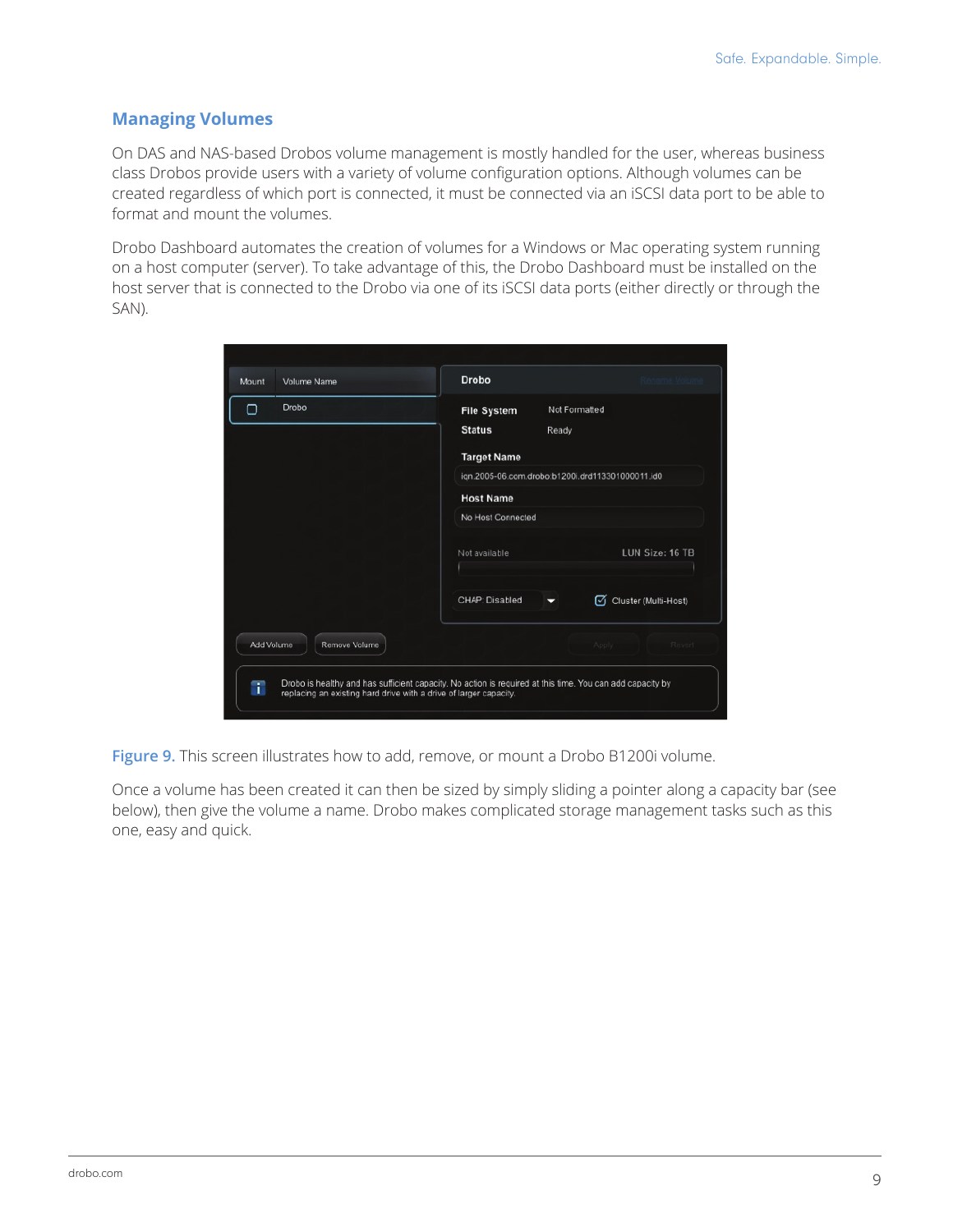## Managing Volumes

On DAS and NAS-based Drobos volume management is mostly handled for the user, whereas business class Drobos provide users with a variety of volume configuration options. Although volumes can be created regardless of which port is connected, it must be connected via an iSCSI data port to be able to format and mount the volumes.

Drobo Dashboard automates the creation of volumes for a Windows or Mac operating system running on a host computer (server). To take advantage of this, the Drobo Dashboard must be installed on the host server that is connected to the Drobo via one of its iSCSI data ports (either directly or through the SAN).

**Figure 9.** This screen illustrates how to add, remove, or mount a Drobo B1200i volume.

Once a volume has been created it can then be sized by simply sliding a pointer along a capacity bar (see below), then give the volume a name. Drobo makes complicated storage management tasks such as this one, easy and quick.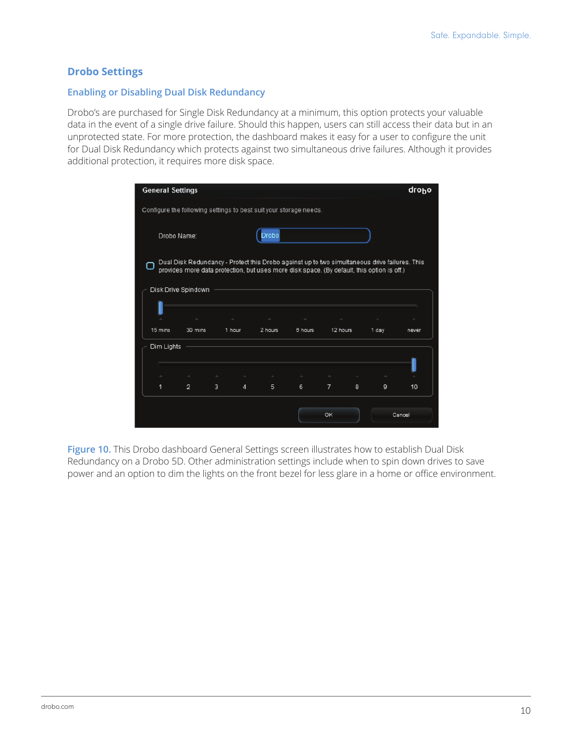## Drobo Settings

### Enabling or Disabling Dual Disk Redundancy

Drobo's are purchased for Single Disk Redundancy at a minimum, this option protects your valuable data in the event of a single drive failure. Should this happen, users can still access their data but in an unprotected state. For more protection, the dashboard makes it easy for a user to configure the unit for Dual Disk Redundancy which protects against two simultaneous drive failures. Although it provides additional protection, it requires more disk space.

**Figure 10.** This Drobo dashboard General Settings screen illustrates how to establish Dual Disk Redundancy on a Drobo 5D. Other administration settings include when to spin down drives to save power and an option to dim the lights on the front bezel for less glare in a home or office environment.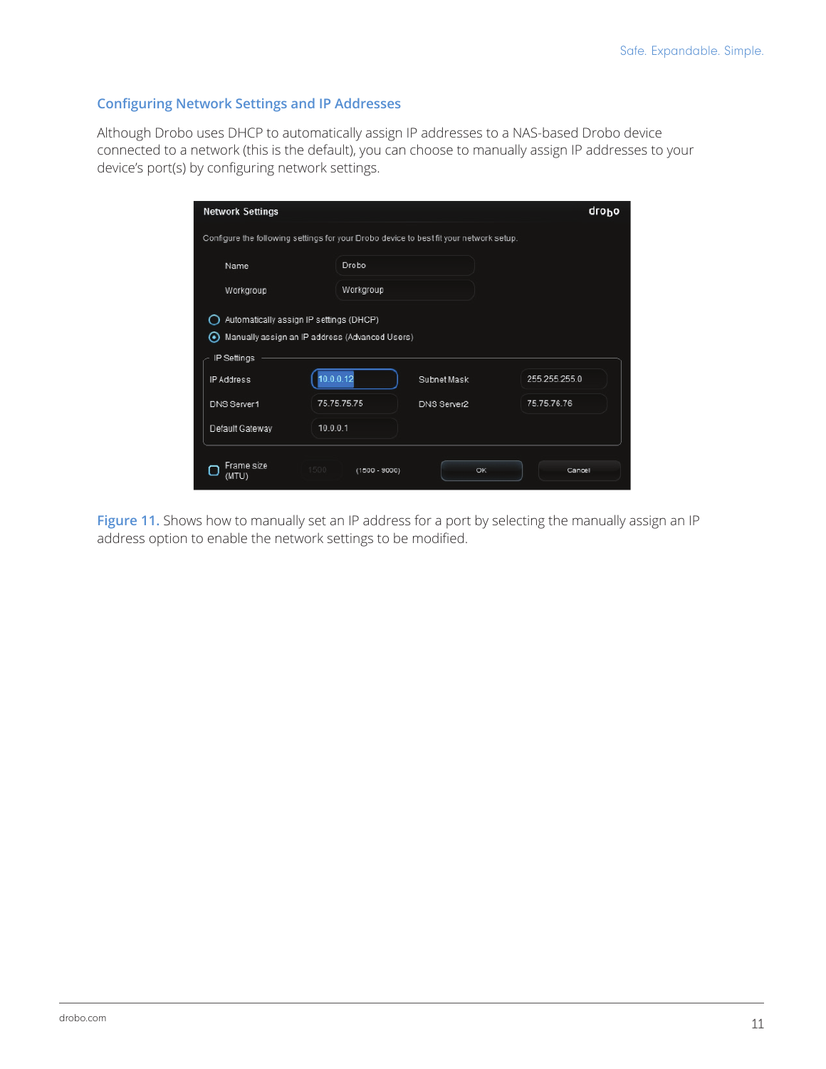## Configuring Network Settings and IP Addresses

Although Drobo uses DHCP to automatically assign IP addresses to a NAS-based Drobo device connected to a network (this is the default), you can choose to manually assign IP addresses to your device's port(s) by configuring network settings.

**Figure 11.** Shows how to manually set an IP address for a port by selecting the manually assign an IP address option to enable the network settings to be modified.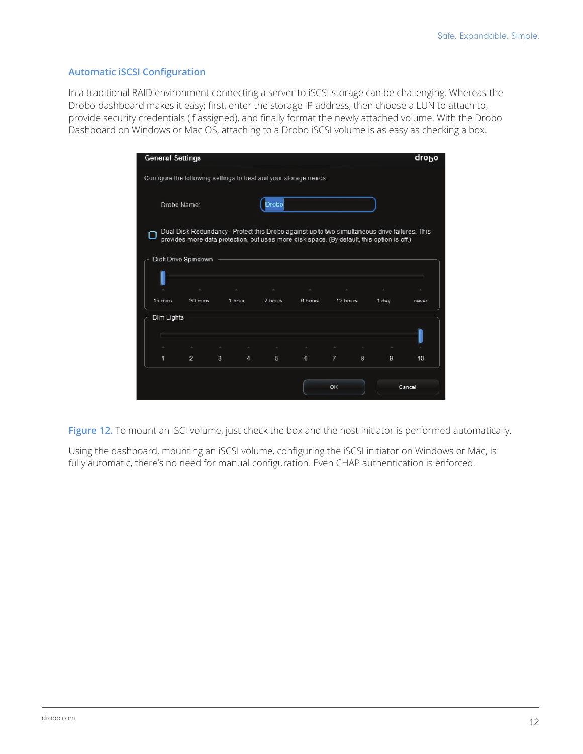## Automatic iSCSI Configuration

In a traditional RAID environment connecting a server to iSCSI storage can be challenging. Whereas the Drobo dashboard makes it easy; first, enter the storage IP address, then choose a LUN to attach to, provide security credentials (if assigned), and finally format the newly attached volume. With the Drobo Dashboard on Windows or Mac OS, attaching to a Drobo iSCSI volume is as easy as checking a box.

**Figure 12.** To mount an iSCI volume, just check the box and the host initiator is performed automatically.

Using the dashboard, mounting an iSCSI volume, configuring the iSCSI initiator on Windows or Mac, is fully automatic, there's no need for manual configuration. Even CHAP authentication is enforced.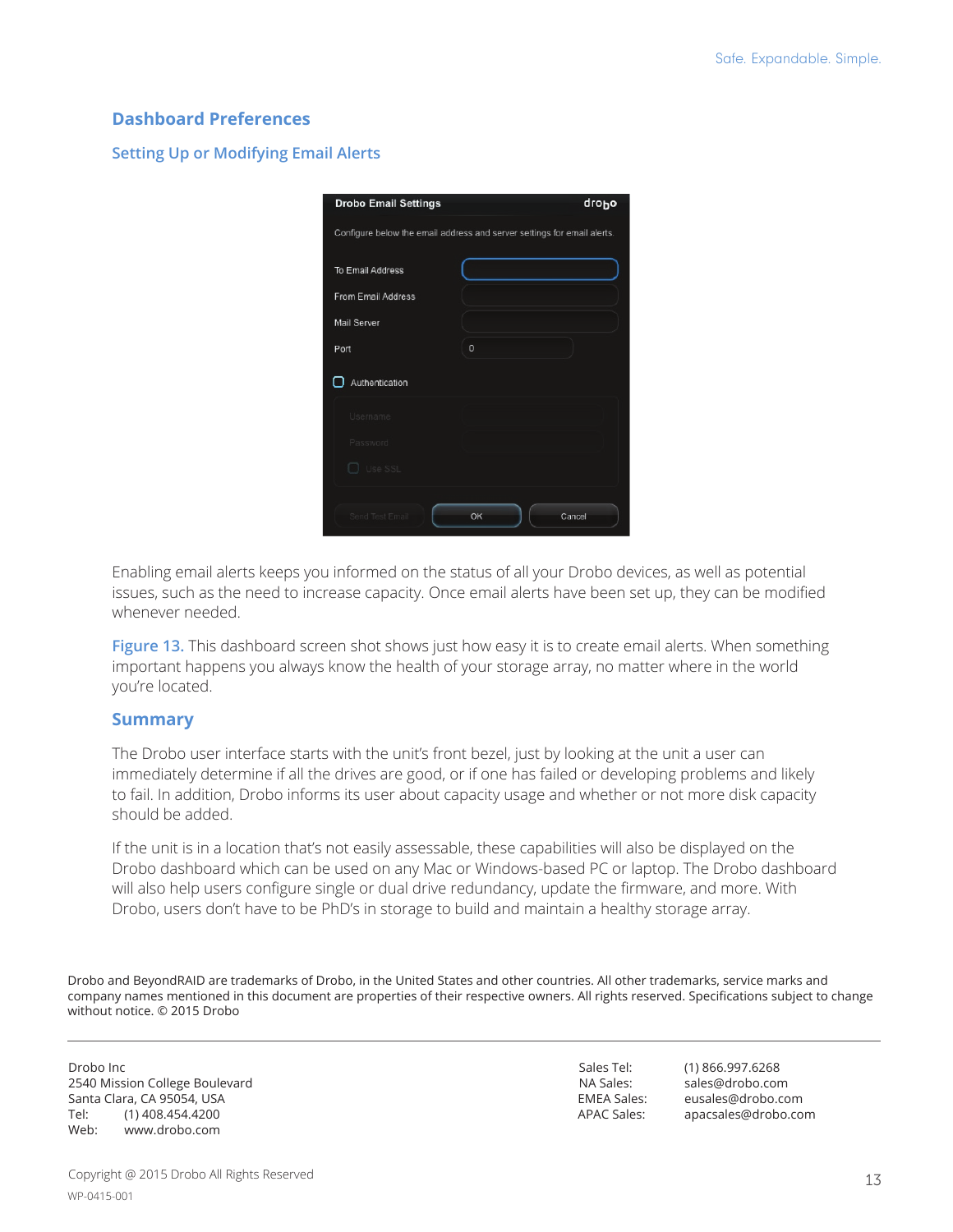## Dashboard Preferences

### Setting Up or Modifying Email Alerts

Enabling email alerts keeps you informed on the status of all your Drobo devices, as well as potential issues, such as the need to increase capacity. Once email alerts have been set up, they can be modified whenever needed.

Figure 13. This dashboard screen shot shows just how easy it is to create email alerts. When something important happens you always know the health of your storage array, no matter where in the world you're located.

## Summary

The Drobo user interface starts with the unit's front bezel, just by looking at the unit a user can immediately determine if all the drives are good, or if one has failed or developing problems and likely to fail. In addition, Drobo informs its user about capacity usage and whether or not more disk capacity should be added.

If the unit is in a location that's not easily assessable, these capabilities will also be displayed on the Drobo dashboard which can be used on any Mac or Windows-based PC or laptop. The Drobo dashboard will also help users configure single or dual drive redundancy, update the firmware, and more. With Drobo, users don't have to be PhD's in storage to build and maintain a healthy storage array.

Drobo and BeyondRAID are trademarks of Drobo, in the United States and other countries. All other trademarks, service marks and company names mentioned in this document are properties of their respective owners. All rights reserved. Specifications subject to change without notice. © 2015 Drobo

Drobo Inc
2540 Mission College Boulevard
Santa Clara, CA 95054, USA
Tel: (1) 408.454.4200
Web: www.drobo.com

Sales Tel: (1) 866.997.6268
NA Sales: sales@drobo.com
EMEA Sales: eusales@drobo.com
APAC Sales: apacsales@drobo.com

Copyright @ 2015 Drobo All Rights Reserved
WP-0415-001